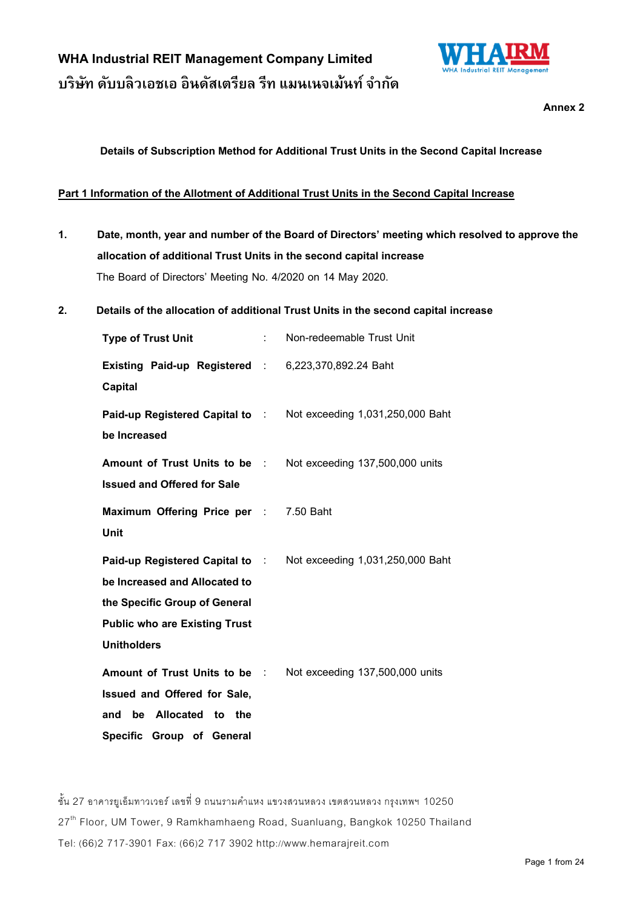**WHA Industrial REIT Management Company Limited**

**บริษัท ดับบลิวเอชเอ อินดัสเตรียล รีท แมนเนจเม้นท์ จำกัด**

**Annex 2**

**Details of Subscription Method for Additional Trust Units in the Second Capital Increase**

**Part 1 Information of the Allotment of Additional Trust Units in the Second Capital Increase**

**1. Date, month, year and number of the Board of Directors' meeting which resolved to approve the allocation of additional Trust Units in the second capital increase**

The Board of Directors' Meeting No. 4/2020 on 14 May 2020.

**2. Details of the allocation of additional Trust Units in the second capital increase**

| | | |
|---|---|---|
| **Type of Trust Unit** | : | Non-redeemable Trust Unit |
| **Existing Paid-up Registered Capital** | : | 6,223,370,892.24 Baht |
| **Paid-up Registered Capital to be Increased** | : | Not exceeding 1,031,250,000 Baht |
| **Amount of Trust Units to be Issued and Offered for Sale** | : | Not exceeding 137,500,000 units |
| **Maximum Offering Price per Unit** | : | 7.50 Baht |
| **Paid-up Registered Capital to be Increased and Allocated to the Specific Group of General Public who are Existing Trust Unitholders** | : | Not exceeding 1,031,250,000 Baht |
| **Amount of Trust Units to be Issued and Offered for Sale, and be Allocated to the Specific Group of General** | : | Not exceeding 137,500,000 units |

ชั้น 27 อาคารยูเอ็มทาวเวอร์ เลขที่ 9 ถนนรามคำแหง แขวงสวนหลวง เขตสวนหลวง กรุงเทพฯ 10250

27th Floor, UM Tower, 9 Ramkhamhaeng Road, Suanluang, Bangkok 10250 Thailand

Tel: (66)2 717-3901 Fax: (66)2 717 3902 http://www.hemarajreit.com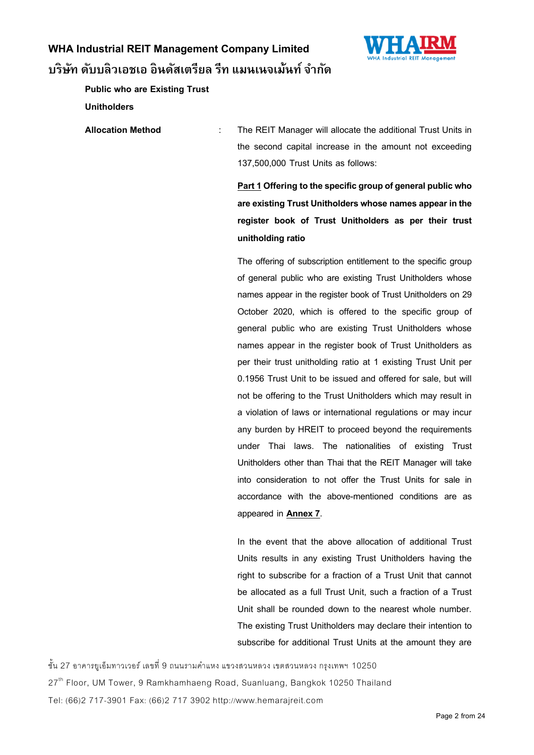**Public who are Existing Trust Unitholders**

**Allocation Method** : The REIT Manager will allocate the additional Trust Units in the second capital increase in the amount not exceeding 137,500,000 Trust Units as follows:

**Part 1 Offering to the specific group of general public who are existing Trust Unitholders whose names appear in the register book of Trust Unitholders as per their trust unitholding ratio**

The offering of subscription entitlement to the specific group of general public who are existing Trust Unitholders whose names appear in the register book of Trust Unitholders on 29 October 2020, which is offered to the specific group of general public who are existing Trust Unitholders whose names appear in the register book of Trust Unitholders as per their trust unitholding ratio at 1 existing Trust Unit per 0.1956 Trust Unit to be issued and offered for sale, but will not be offering to the Trust Unitholders which may result in a violation of laws or international regulations or may incur any burden by HREIT to proceed beyond the requirements under Thai laws. The nationalities of existing Trust Unitholders other than Thai that the REIT Manager will take into consideration to not offer the Trust Units for sale in accordance with the above-mentioned conditions are as appeared in **Annex 7**.

In the event that the above allocation of additional Trust Units results in any existing Trust Unitholders having the right to subscribe for a fraction of a Trust Unit that cannot be allocated as a full Trust Unit, such a fraction of a Trust Unit shall be rounded down to the nearest whole number. The existing Trust Unitholders may declare their intention to subscribe for additional Trust Units at the amount they are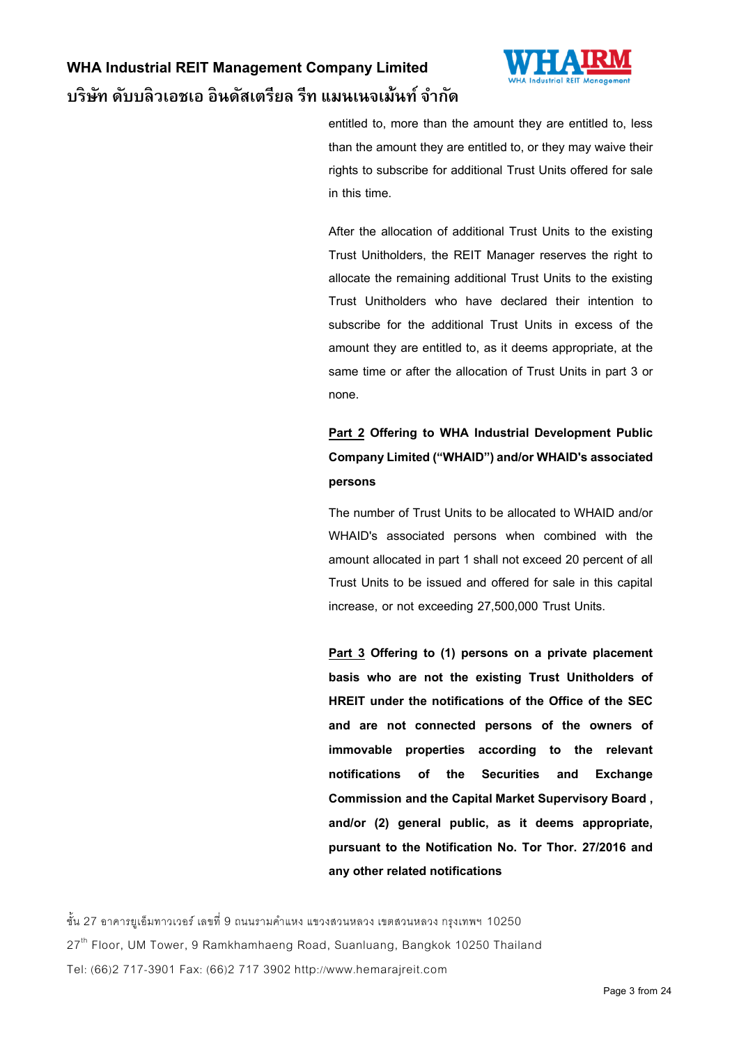entitled to, more than the amount they are entitled to, less than the amount they are entitled to, or they may waive their rights to subscribe for additional Trust Units offered for sale in this time.

After the allocation of additional Trust Units to the existing Trust Unitholders, the REIT Manager reserves the right to allocate the remaining additional Trust Units to the existing Trust Unitholders who have declared their intention to subscribe for the additional Trust Units in excess of the amount they are entitled to, as it deems appropriate, at the same time or after the allocation of Trust Units in part 3 or none.

**Part 2 Offering to WHA Industrial Development Public Company Limited ("WHAID") and/or WHAID's associated persons**

The number of Trust Units to be allocated to WHAID and/or WHAID's associated persons when combined with the amount allocated in part 1 shall not exceed 20 percent of all Trust Units to be issued and offered for sale in this capital increase, or not exceeding 27,500,000 Trust Units.

**Part 3 Offering to (1) persons on a private placement basis who are not the existing Trust Unitholders of HREIT under the notifications of the Office of the SEC and are not connected persons of the owners of immovable properties according to the relevant notifications of the Securities and Exchange Commission and the Capital Market Supervisory Board , and/or (2) general public, as it deems appropriate, pursuant to the Notification No. Tor Thor. 27/2016 and any other related notifications**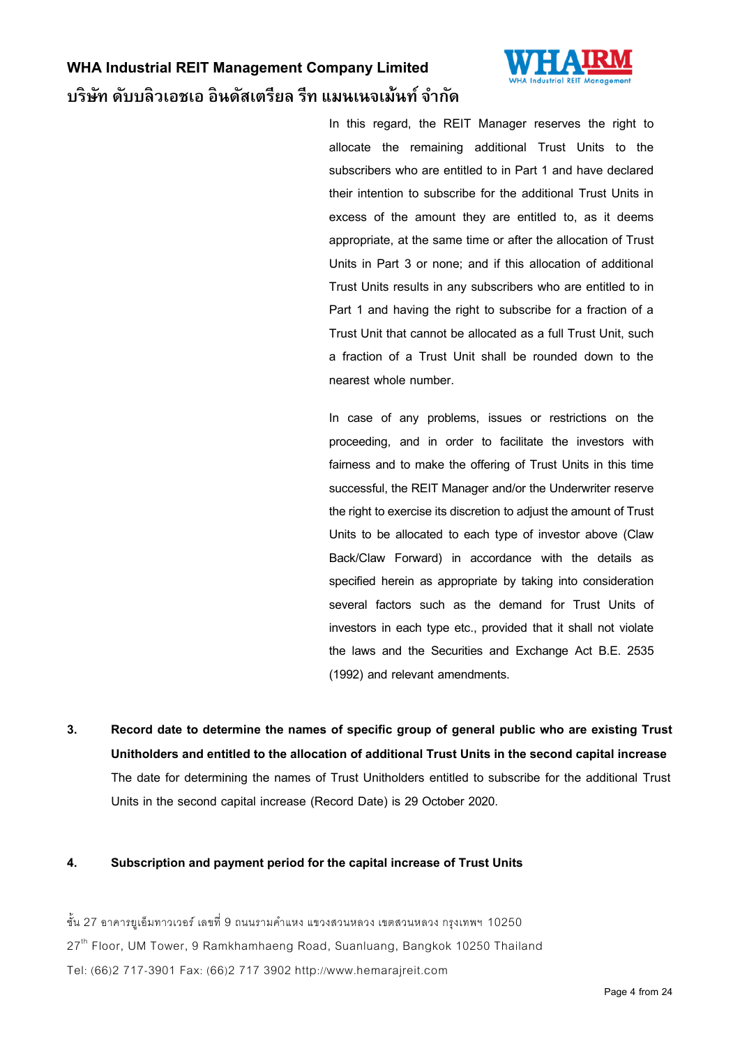In this regard, the REIT Manager reserves the right to allocate the remaining additional Trust Units to the subscribers who are entitled to in Part 1 and have declared their intention to subscribe for the additional Trust Units in excess of the amount they are entitled to, as it deems appropriate, at the same time or after the allocation of Trust Units in Part 3 or none; and if this allocation of additional Trust Units results in any subscribers who are entitled to in Part 1 and having the right to subscribe for a fraction of a Trust Unit that cannot be allocated as a full Trust Unit, such a fraction of a Trust Unit shall be rounded down to the nearest whole number.

In case of any problems, issues or restrictions on the proceeding, and in order to facilitate the investors with fairness and to make the offering of Trust Units in this time successful, the REIT Manager and/or the Underwriter reserve the right to exercise its discretion to adjust the amount of Trust Units to be allocated to each type of investor above (Claw Back/Claw Forward) in accordance with the details as specified herein as appropriate by taking into consideration several factors such as the demand for Trust Units of investors in each type etc., provided that it shall not violate the laws and the Securities and Exchange Act B.E. 2535 (1992) and relevant amendments.

**3. Record date to determine the names of specific group of general public who are existing Trust Unitholders and entitled to the allocation of additional Trust Units in the second capital increase**

The date for determining the names of Trust Unitholders entitled to subscribe for the additional Trust Units in the second capital increase (Record Date) is 29 October 2020.

**4. Subscription and payment period for the capital increase of Trust Units**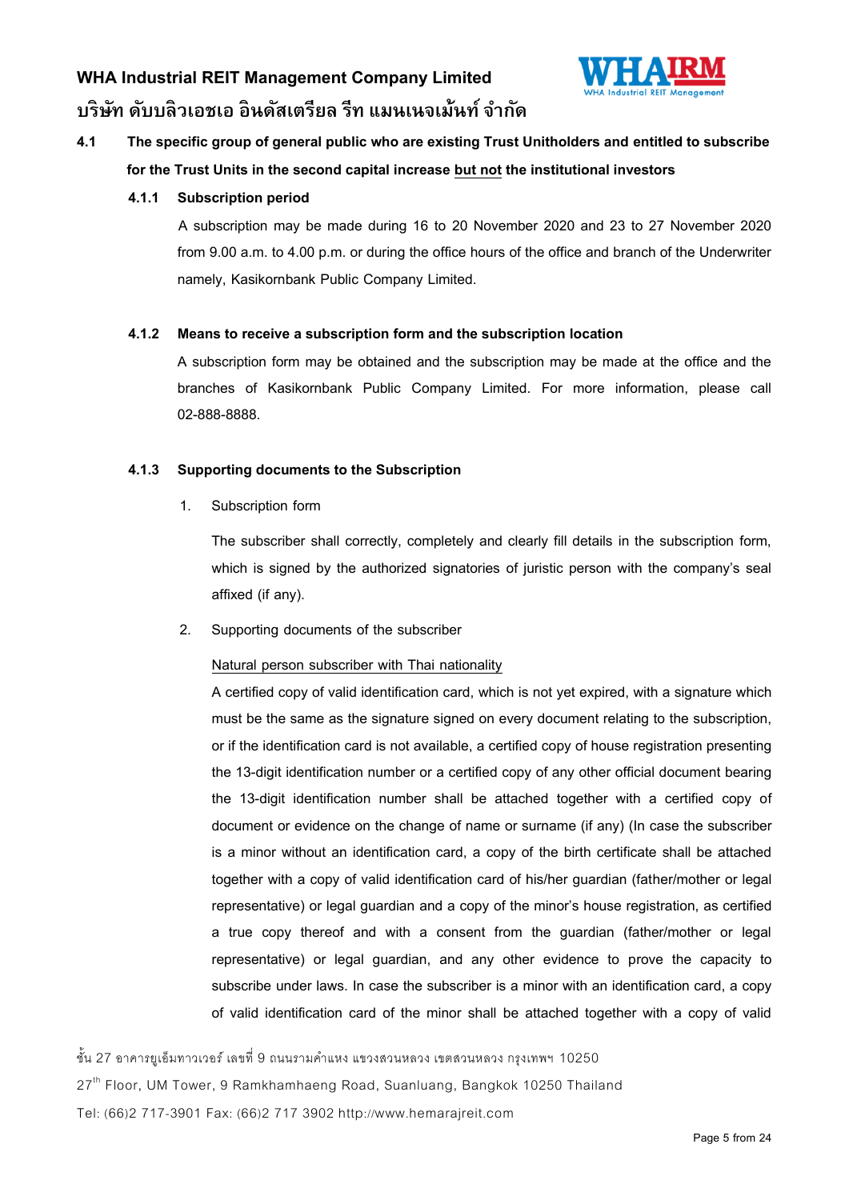### 4.1 The specific group of general public who are existing Trust Unitholders and entitled to subscribe for the Trust Units in the second capital increase <u>but not</u> the institutional investors

#### 4.1.1 Subscription period

A subscription may be made during 16 to 20 November 2020 and 23 to 27 November 2020 from 9.00 a.m. to 4.00 p.m. or during the office hours of the office and branch of the Underwriter namely, Kasikornbank Public Company Limited.

#### 4.1.2 Means to receive a subscription form and the subscription location

A subscription form may be obtained and the subscription may be made at the office and the branches of Kasikornbank Public Company Limited. For more information, please call 02-888-8888.

#### 4.1.3 Supporting documents to the Subscription

1. Subscription form

   The subscriber shall correctly, completely and clearly fill details in the subscription form, which is signed by the authorized signatories of juristic person with the company's seal affixed (if any).

2. Supporting documents of the subscriber

   <u>Natural person subscriber with Thai nationality</u>

   A certified copy of valid identification card, which is not yet expired, with a signature which must be the same as the signature signed on every document relating to the subscription, or if the identification card is not available, a certified copy of house registration presenting the 13-digit identification number or a certified copy of any other official document bearing the 13-digit identification number shall be attached together with a certified copy of document or evidence on the change of name or surname (if any) (In case the subscriber is a minor without an identification card, a copy of the birth certificate shall be attached together with a copy of valid identification card of his/her guardian (father/mother or legal representative) or legal guardian and a copy of the minor's house registration, as certified a true copy thereof and with a consent from the guardian (father/mother or legal representative) or legal guardian, and any other evidence to prove the capacity to subscribe under laws. In case the subscriber is a minor with an identification card, a copy of valid identification card of the minor shall be attached together with a copy of valid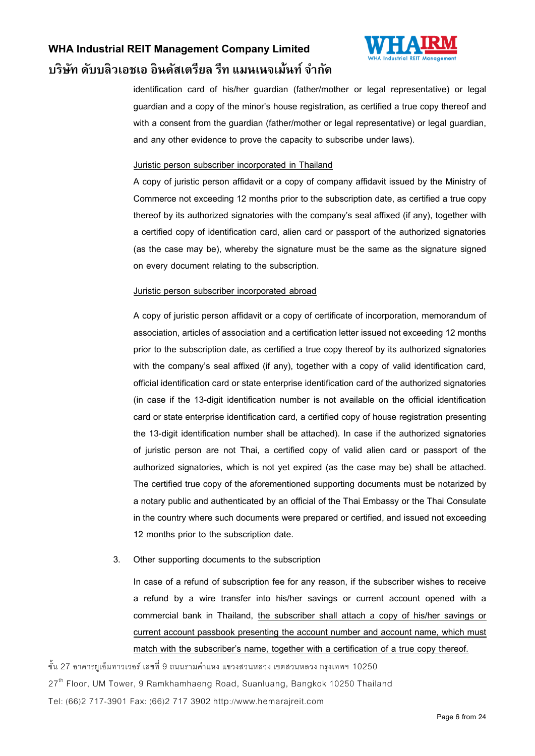identification card of his/her guardian (father/mother or legal representative) or legal guardian and a copy of the minor's house registration, as certified a true copy thereof and with a consent from the guardian (father/mother or legal representative) or legal guardian, and any other evidence to prove the capacity to subscribe under laws).

<u>Juristic person subscriber incorporated in Thailand</u>

A copy of juristic person affidavit or a copy of company affidavit issued by the Ministry of Commerce not exceeding 12 months prior to the subscription date, as certified a true copy thereof by its authorized signatories with the company's seal affixed (if any), together with a certified copy of identification card, alien card or passport of the authorized signatories (as the case may be), whereby the signature must be the same as the signature signed on every document relating to the subscription.

<u>Juristic person subscriber incorporated abroad</u>

A copy of juristic person affidavit or a copy of certificate of incorporation, memorandum of association, articles of association and a certification letter issued not exceeding 12 months prior to the subscription date, as certified a true copy thereof by its authorized signatories with the company's seal affixed (if any), together with a copy of valid identification card, official identification card or state enterprise identification card of the authorized signatories (in case if the 13-digit identification number is not available on the official identification card or state enterprise identification card, a certified copy of house registration presenting the 13-digit identification number shall be attached). In case if the authorized signatories of juristic person are not Thai, a certified copy of valid alien card or passport of the authorized signatories, which is not yet expired (as the case may be) shall be attached. The certified true copy of the aforementioned supporting documents must be notarized by a notary public and authenticated by an official of the Thai Embassy or the Thai Consulate in the country where such documents were prepared or certified, and issued not exceeding 12 months prior to the subscription date.

3. Other supporting documents to the subscription

   In case of a refund of subscription fee for any reason, if the subscriber wishes to receive a refund by a wire transfer into his/her savings or current account opened with a commercial bank in Thailand, <u>the subscriber shall attach a copy of his/her savings or current account passbook presenting the account number and account name, which must match with the subscriber's name, together with a certification of a true copy thereof.</u>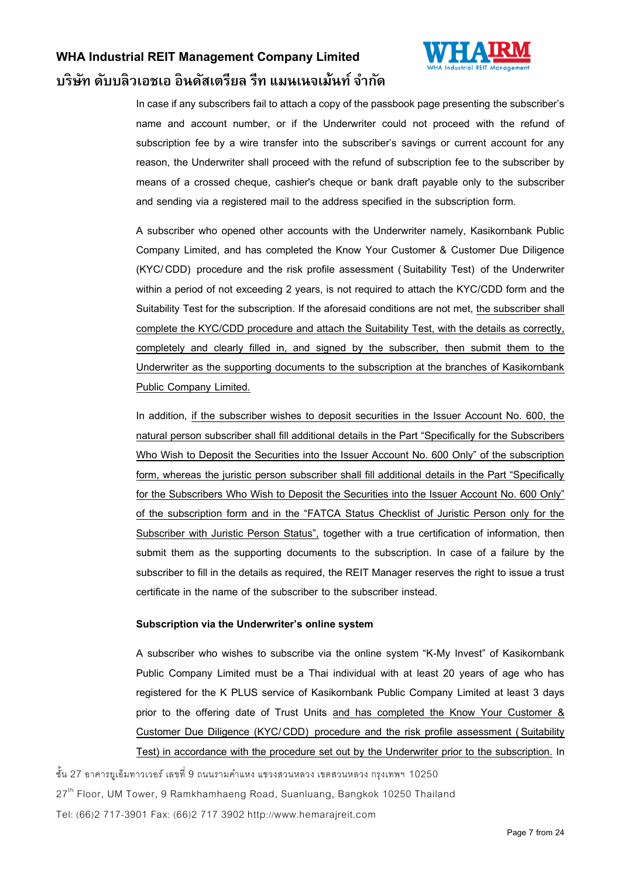In case if any subscribers fail to attach a copy of the passbook page presenting the subscriber's name and account number, or if the Underwriter could not proceed with the refund of subscription fee by a wire transfer into the subscriber's savings or current account for any reason, the Underwriter shall proceed with the refund of subscription fee to the subscriber by means of a crossed cheque, cashier's cheque or bank draft payable only to the subscriber and sending via a registered mail to the address specified in the subscription form.

A subscriber who opened other accounts with the Underwriter namely, Kasikornbank Public Company Limited, and has completed the Know Your Customer & Customer Due Diligence (KYC/CDD) procedure and the risk profile assessment (Suitability Test) of the Underwriter within a period of not exceeding 2 years, is not required to attach the KYC/CDD form and the Suitability Test for the subscription. If the aforesaid conditions are not met, <u>the subscriber shall complete the KYC/CDD procedure and attach the Suitability Test, with the details as correctly, completely and clearly filled in, and signed by the subscriber, then submit them to the Underwriter as the supporting documents to the subscription at the branches of Kasikornbank Public Company Limited.</u>

In addition, <u>if the subscriber wishes to deposit securities in the Issuer Account No. 600, the natural person subscriber shall fill additional details in the Part "Specifically for the Subscribers Who Wish to Deposit the Securities into the Issuer Account No. 600 Only" of the subscription form, whereas the juristic person subscriber shall fill additional details in the Part "Specifically for the Subscribers Who Wish to Deposit the Securities into the Issuer Account No. 600 Only" of the subscription form and in the "FATCA Status Checklist of Juristic Person only for the Subscriber with Juristic Person Status",</u> together with a true certification of information, then submit them as the supporting documents to the subscription. In case of a failure by the subscriber to fill in the details as required, the REIT Manager reserves the right to issue a trust certificate in the name of the subscriber to the subscriber instead.

**Subscription via the Underwriter's online system**

A subscriber who wishes to subscribe via the online system "K-My Invest" of Kasikornbank Public Company Limited must be a Thai individual with at least 20 years of age who has registered for the K PLUS service of Kasikornbank Public Company Limited at least 3 days prior to the offering date of Trust Units <u>and has completed the Know Your Customer & Customer Due Diligence (KYC/CDD) procedure and the risk profile assessment (Suitability Test) in accordance with the procedure set out by the Underwriter prior to the subscription.</u> In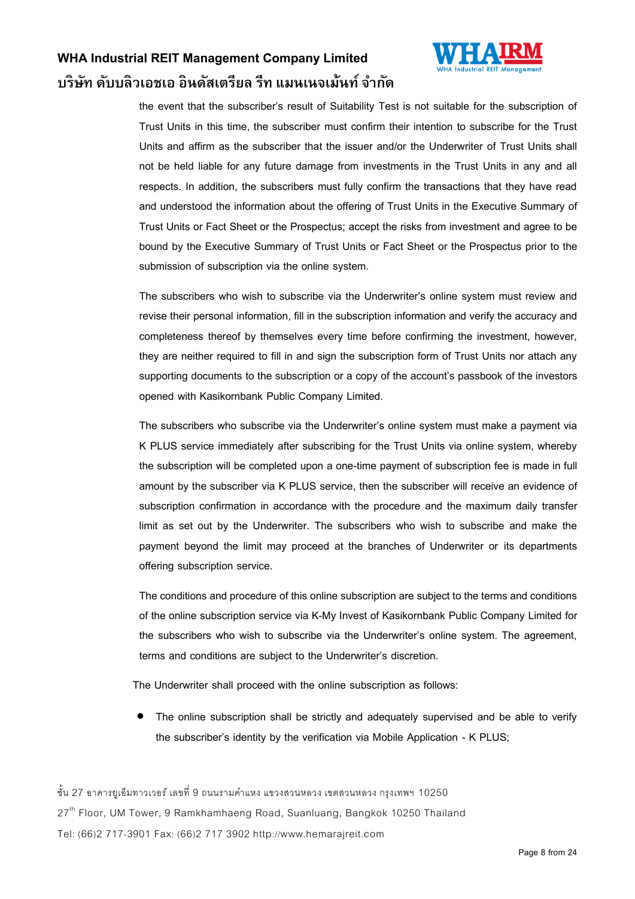the event that the subscriber's result of Suitability Test is not suitable for the subscription of Trust Units in this time, the subscriber must confirm their intention to subscribe for the Trust Units and affirm as the subscriber that the issuer and/or the Underwriter of Trust Units shall not be held liable for any future damage from investments in the Trust Units in any and all respects. In addition, the subscribers must fully confirm the transactions that they have read and understood the information about the offering of Trust Units in the Executive Summary of Trust Units or Fact Sheet or the Prospectus; accept the risks from investment and agree to be bound by the Executive Summary of Trust Units or Fact Sheet or the Prospectus prior to the submission of subscription via the online system.

The subscribers who wish to subscribe via the Underwriter's online system must review and revise their personal information, fill in the subscription information and verify the accuracy and completeness thereof by themselves every time before confirming the investment, however, they are neither required to fill in and sign the subscription form of Trust Units nor attach any supporting documents to the subscription or a copy of the account's passbook of the investors opened with Kasikornbank Public Company Limited.

The subscribers who subscribe via the Underwriter's online system must make a payment via K PLUS service immediately after subscribing for the Trust Units via online system, whereby the subscription will be completed upon a one-time payment of subscription fee is made in full amount by the subscriber via K PLUS service, then the subscriber will receive an evidence of subscription confirmation in accordance with the procedure and the maximum daily transfer limit as set out by the Underwriter. The subscribers who wish to subscribe and make the payment beyond the limit may proceed at the branches of Underwriter or its departments offering subscription service.

The conditions and procedure of this online subscription are subject to the terms and conditions of the online subscription service via K-My Invest of Kasikornbank Public Company Limited for the subscribers who wish to subscribe via the Underwriter's online system. The agreement, terms and conditions are subject to the Underwriter's discretion.

The Underwriter shall proceed with the online subscription as follows:

- The online subscription shall be strictly and adequately supervised and be able to verify the subscriber's identity by the verification via Mobile Application - K PLUS;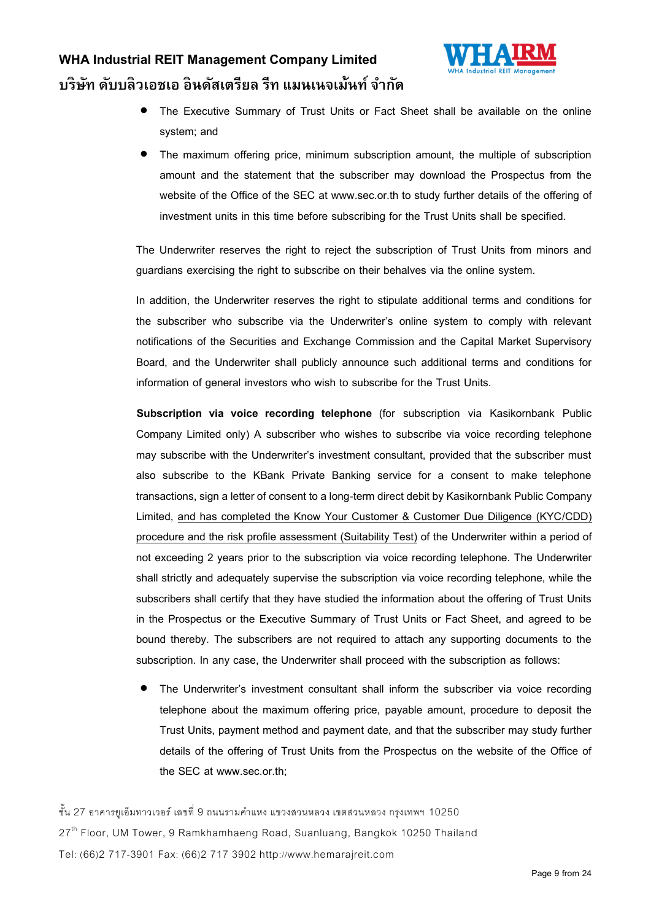- The Executive Summary of Trust Units or Fact Sheet shall be available on the online system; and
- The maximum offering price, minimum subscription amount, the multiple of subscription amount and the statement that the subscriber may download the Prospectus from the website of the Office of the SEC at www.sec.or.th to study further details of the offering of investment units in this time before subscribing for the Trust Units shall be specified.

The Underwriter reserves the right to reject the subscription of Trust Units from minors and guardians exercising the right to subscribe on their behalves via the online system.

In addition, the Underwriter reserves the right to stipulate additional terms and conditions for the subscriber who subscribe via the Underwriter's online system to comply with relevant notifications of the Securities and Exchange Commission and the Capital Market Supervisory Board, and the Underwriter shall publicly announce such additional terms and conditions for information of general investors who wish to subscribe for the Trust Units.

**Subscription via voice recording telephone** (for subscription via Kasikornbank Public Company Limited only) A subscriber who wishes to subscribe via voice recording telephone may subscribe with the Underwriter's investment consultant, provided that the subscriber must also subscribe to the KBank Private Banking service for a consent to make telephone transactions, sign a letter of consent to a long-term direct debit by Kasikornbank Public Company Limited, <u>and has completed the Know Your Customer & Customer Due Diligence (KYC/CDD) procedure and the risk profile assessment (Suitability Test)</u> of the Underwriter within a period of not exceeding 2 years prior to the subscription via voice recording telephone. The Underwriter shall strictly and adequately supervise the subscription via voice recording telephone, while the subscribers shall certify that they have studied the information about the offering of Trust Units in the Prospectus or the Executive Summary of Trust Units or Fact Sheet, and agreed to be bound thereby. The subscribers are not required to attach any supporting documents to the subscription. In any case, the Underwriter shall proceed with the subscription as follows:

- The Underwriter's investment consultant shall inform the subscriber via voice recording telephone about the maximum offering price, payable amount, procedure to deposit the Trust Units, payment method and payment date, and that the subscriber may study further details of the offering of Trust Units from the Prospectus on the website of the Office of the SEC at www.sec.or.th;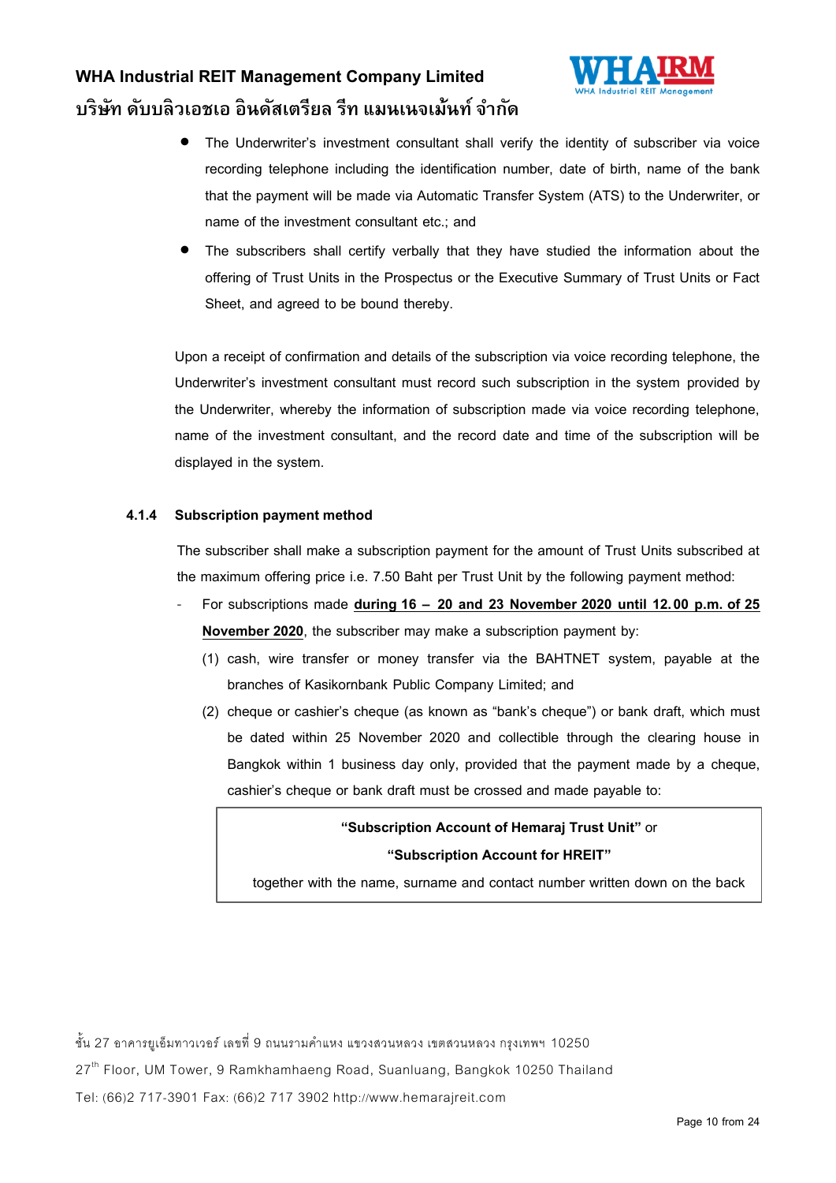- The Underwriter's investment consultant shall verify the identity of subscriber via voice recording telephone including the identification number, date of birth, name of the bank that the payment will be made via Automatic Transfer System (ATS) to the Underwriter, or name of the investment consultant etc.; and
- The subscribers shall certify verbally that they have studied the information about the offering of Trust Units in the Prospectus or the Executive Summary of Trust Units or Fact Sheet, and agreed to be bound thereby.

Upon a receipt of confirmation and details of the subscription via voice recording telephone, the Underwriter's investment consultant must record such subscription in the system provided by the Underwriter, whereby the information of subscription made via voice recording telephone, name of the investment consultant, and the record date and time of the subscription will be displayed in the system.

#### 4.1.4 Subscription payment method

The subscriber shall make a subscription payment for the amount of Trust Units subscribed at the maximum offering price i.e. 7.50 Baht per Trust Unit by the following payment method:

- For subscriptions made **<u>during 16 – 20 and 23 November 2020 until 12.00 p.m. of 25 November 2020</u>**, the subscriber may make a subscription payment by:
  (1) cash, wire transfer or money transfer via the BAHTNET system, payable at the branches of Kasikornbank Public Company Limited; and
  (2) cheque or cashier's cheque (as known as "bank's cheque") or bank draft, which must be dated within 25 November 2020 and collectible through the clearing house in Bangkok within 1 business day only, provided that the payment made by a cheque, cashier's cheque or bank draft must be crossed and made payable to:

| **"Subscription Account of Hemaraj Trust Unit"** or<br>**"Subscription Account for HREIT"**<br>together with the name, surname and contact number written down on the back |
|---|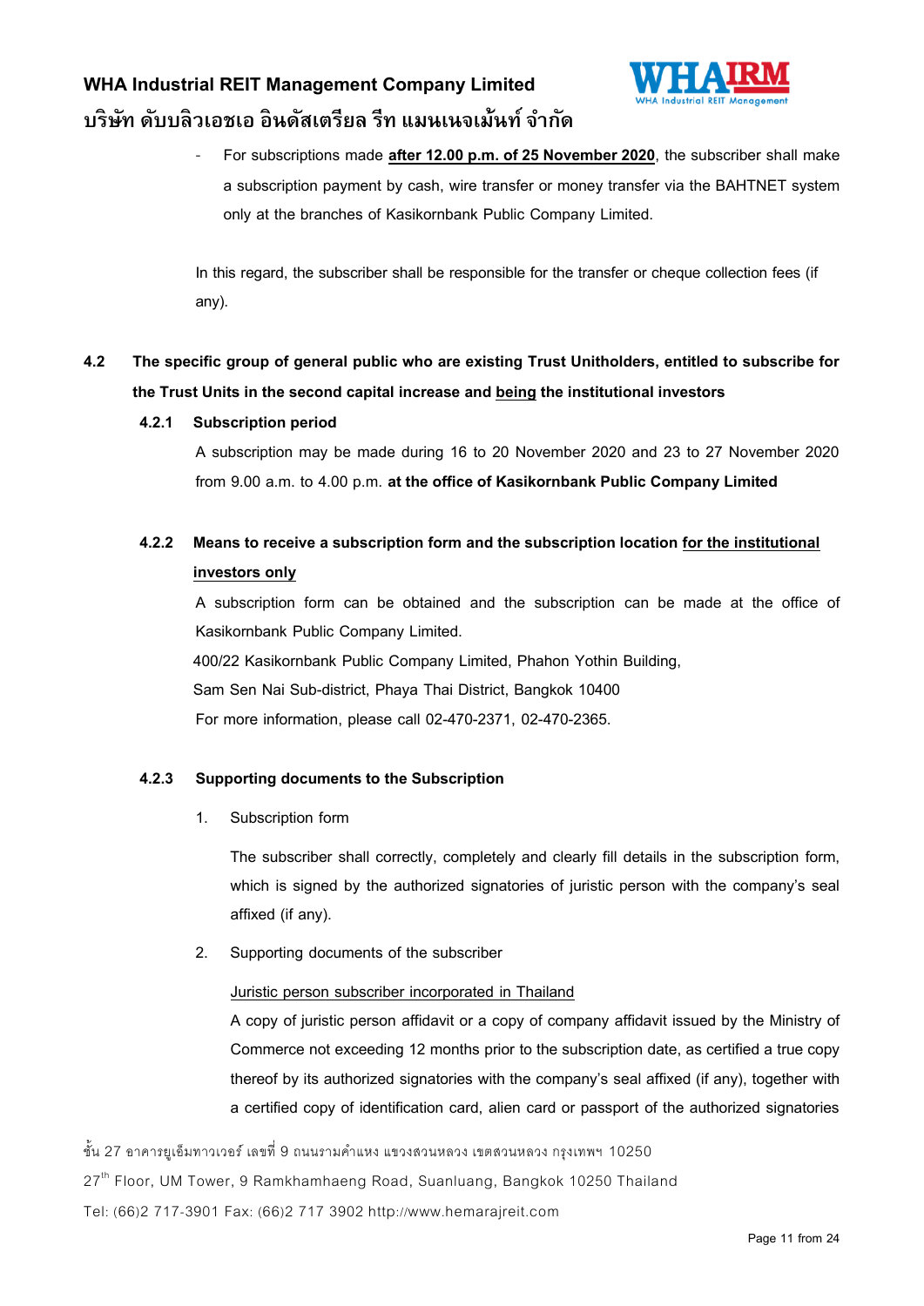- For subscriptions made **after 12.00 p.m. of 25 November 2020**, the subscriber shall make a subscription payment by cash, wire transfer or money transfer via the BAHTNET system only at the branches of Kasikornbank Public Company Limited.

In this regard, the subscriber shall be responsible for the transfer or cheque collection fees (if any).

### 4.2 The specific group of general public who are existing Trust Unitholders, entitled to subscribe for the Trust Units in the second capital increase and being the institutional investors

#### 4.2.1 Subscription period

A subscription may be made during 16 to 20 November 2020 and 23 to 27 November 2020 from 9.00 a.m. to 4.00 p.m. **at the office of Kasikornbank Public Company Limited**

#### 4.2.2 Means to receive a subscription form and the subscription location for the institutional investors only

A subscription form can be obtained and the subscription can be made at the office of Kasikornbank Public Company Limited.

400/22 Kasikornbank Public Company Limited, Phahon Yothin Building,
Sam Sen Nai Sub-district, Phaya Thai District, Bangkok 10400
For more information, please call 02-470-2371, 02-470-2365.

#### 4.2.3 Supporting documents to the Subscription

1. Subscription form

   The subscriber shall correctly, completely and clearly fill details in the subscription form, which is signed by the authorized signatories of juristic person with the company's seal affixed (if any).

2. Supporting documents of the subscriber

   Juristic person subscriber incorporated in Thailand

   A copy of juristic person affidavit or a copy of company affidavit issued by the Ministry of Commerce not exceeding 12 months prior to the subscription date, as certified a true copy thereof by its authorized signatories with the company's seal affixed (if any), together with a certified copy of identification card, alien card or passport of the authorized signatories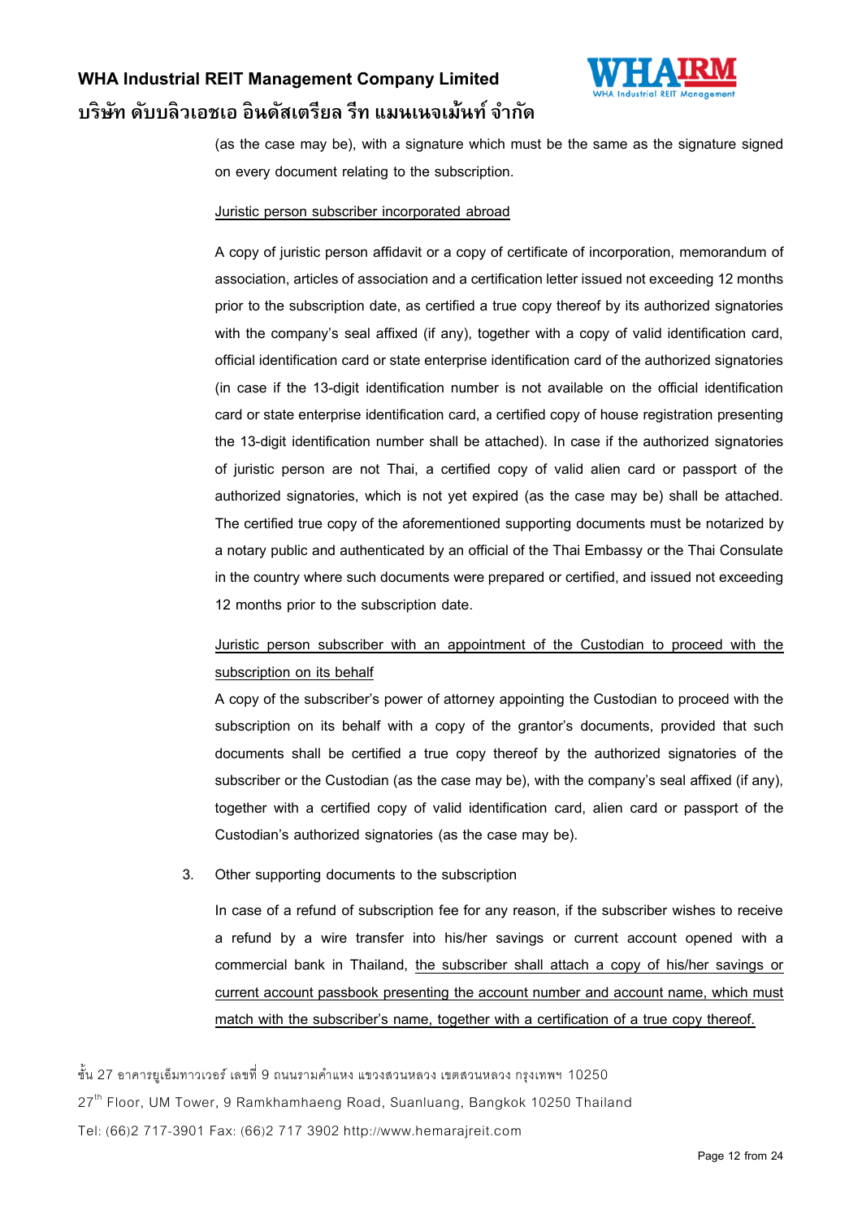(as the case may be), with a signature which must be the same as the signature signed on every document relating to the subscription.

<u>Juristic person subscriber incorporated abroad</u>

A copy of juristic person affidavit or a copy of certificate of incorporation, memorandum of association, articles of association and a certification letter issued not exceeding 12 months prior to the subscription date, as certified a true copy thereof by its authorized signatories with the company's seal affixed (if any), together with a copy of valid identification card, official identification card or state enterprise identification card of the authorized signatories (in case if the 13-digit identification number is not available on the official identification card or state enterprise identification card, a certified copy of house registration presenting the 13-digit identification number shall be attached). In case if the authorized signatories of juristic person are not Thai, a certified copy of valid alien card or passport of the authorized signatories, which is not yet expired (as the case may be) shall be attached. The certified true copy of the aforementioned supporting documents must be notarized by a notary public and authenticated by an official of the Thai Embassy or the Thai Consulate in the country where such documents were prepared or certified, and issued not exceeding 12 months prior to the subscription date.

<u>Juristic person subscriber with an appointment of the Custodian to proceed with the subscription on its behalf</u>

A copy of the subscriber's power of attorney appointing the Custodian to proceed with the subscription on its behalf with a copy of the grantor's documents, provided that such documents shall be certified a true copy thereof by the authorized signatories of the subscriber or the Custodian (as the case may be), with the company's seal affixed (if any), together with a certified copy of valid identification card, alien card or passport of the Custodian's authorized signatories (as the case may be).

3. Other supporting documents to the subscription

   In case of a refund of subscription fee for any reason, if the subscriber wishes to receive a refund by a wire transfer into his/her savings or current account opened with a commercial bank in Thailand, <u>the subscriber shall attach a copy of his/her savings or current account passbook presenting the account number and account name, which must match with the subscriber's name, together with a certification of a true copy thereof.</u>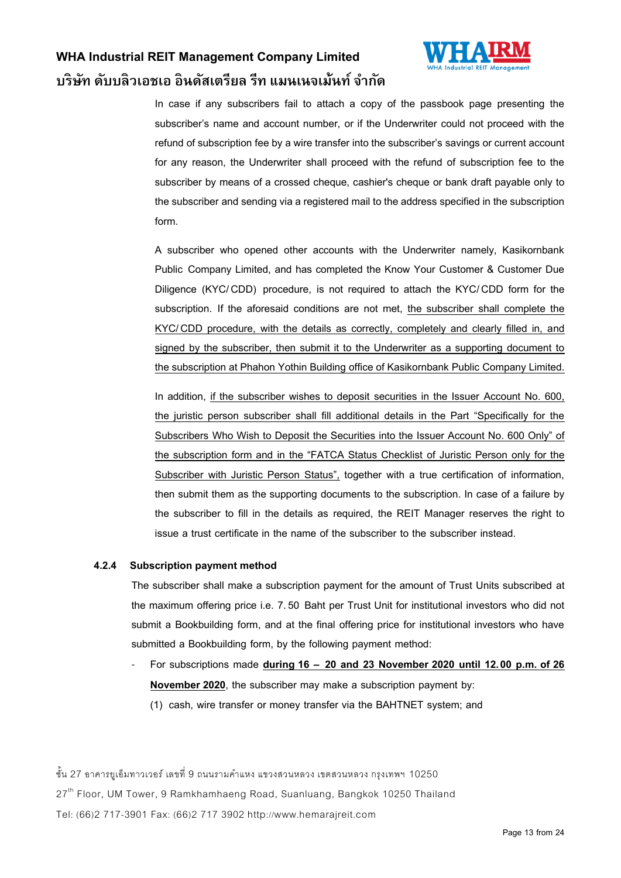In case if any subscribers fail to attach a copy of the passbook page presenting the subscriber's name and account number, or if the Underwriter could not proceed with the refund of subscription fee by a wire transfer into the subscriber's savings or current account for any reason, the Underwriter shall proceed with the refund of subscription fee to the subscriber by means of a crossed cheque, cashier's cheque or bank draft payable only to the subscriber and sending via a registered mail to the address specified in the subscription form.

A subscriber who opened other accounts with the Underwriter namely, Kasikornbank Public Company Limited, and has completed the Know Your Customer & Customer Due Diligence (KYC/CDD) procedure, is not required to attach the KYC/CDD form for the subscription. If the aforesaid conditions are not met, <u>the subscriber shall complete the KYC/CDD procedure, with the details as correctly, completely and clearly filled in, and signed by the subscriber, then submit it to the Underwriter as a supporting document to the subscription at Phahon Yothin Building office of Kasikornbank Public Company Limited.</u>

In addition, <u>if the subscriber wishes to deposit securities in the Issuer Account No. 600, the juristic person subscriber shall fill additional details in the Part "Specifically for the Subscribers Who Wish to Deposit the Securities into the Issuer Account No. 600 Only" of the subscription form and in the "FATCA Status Checklist of Juristic Person only for the Subscriber with Juristic Person Status",</u> together with a true certification of information, then submit them as the supporting documents to the subscription. In case of a failure by the subscriber to fill in the details as required, the REIT Manager reserves the right to issue a trust certificate in the name of the subscriber to the subscriber instead.

**4.2.4 Subscription payment method**

The subscriber shall make a subscription payment for the amount of Trust Units subscribed at the maximum offering price i.e. 7.50 Baht per Trust Unit for institutional investors who did not submit a Bookbuilding form, and at the final offering price for institutional investors who have submitted a Bookbuilding form, by the following payment method:

- For subscriptions made **<u>during 16 – 20 and 23 November 2020 until 12.00 p.m. of 26 November 2020</u>**, the subscriber may make a subscription payment by:

  (1) cash, wire transfer or money transfer via the BAHTNET system; and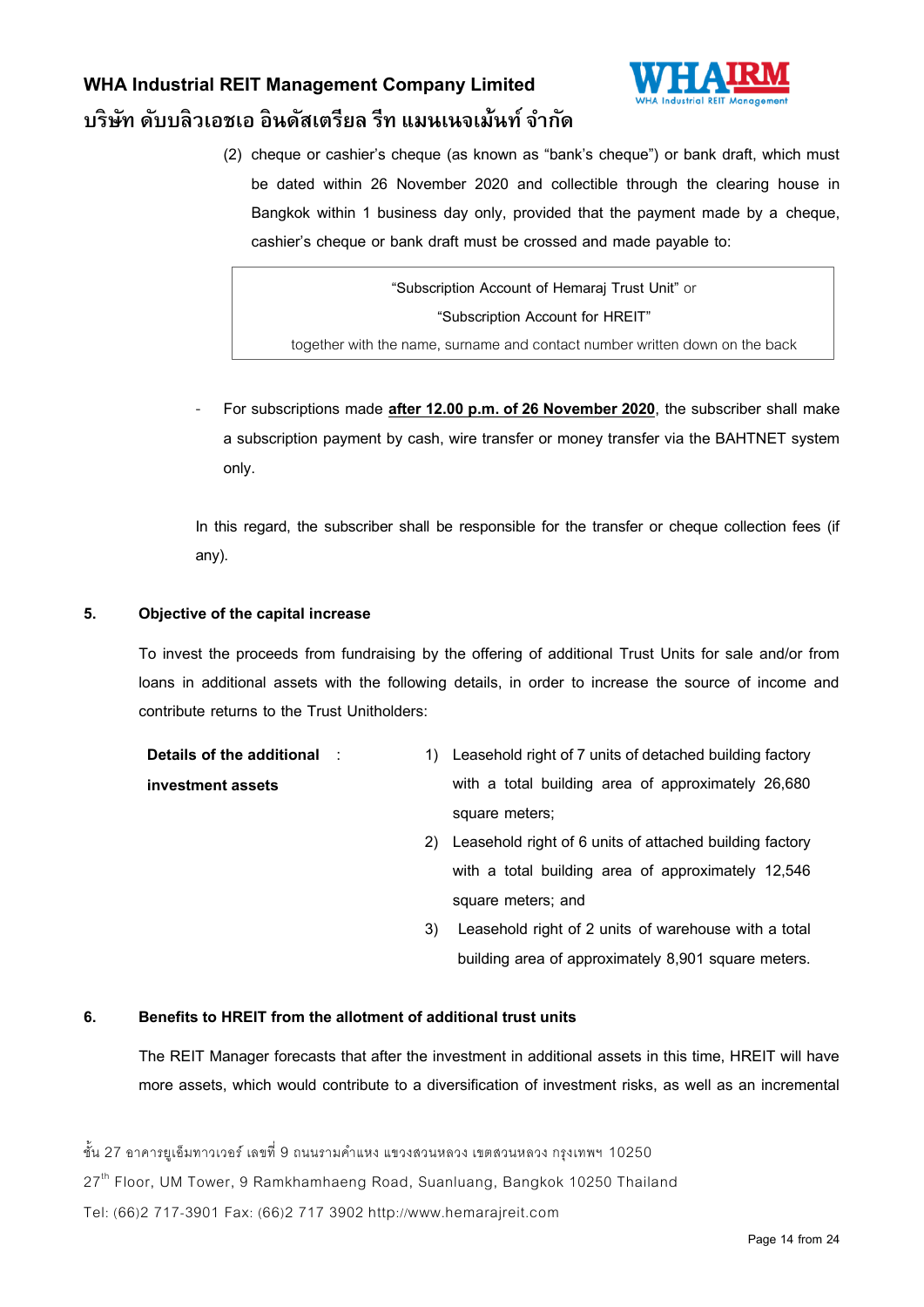(2) cheque or cashier's cheque (as known as "bank's cheque") or bank draft, which must be dated within 26 November 2020 and collectible through the clearing house in Bangkok within 1 business day only, provided that the payment made by a cheque, cashier's cheque or bank draft must be crossed and made payable to:

> "Subscription Account of Hemaraj Trust Unit" or
>
> "Subscription Account for HREIT"
>
> together with the name, surname and contact number written down on the back

- For subscriptions made **after 12.00 p.m. of 26 November 2020**, the subscriber shall make a subscription payment by cash, wire transfer or money transfer via the BAHTNET system only.

In this regard, the subscriber shall be responsible for the transfer or cheque collection fees (if any).

**5. Objective of the capital increase**

To invest the proceeds from fundraising by the offering of additional Trust Units for sale and/or from loans in additional assets with the following details, in order to increase the source of income and contribute returns to the Trust Unitholders:

**Details of the additional investment assets** :

1) Leasehold right of 7 units of detached building factory with a total building area of approximately 26,680 square meters;
2) Leasehold right of 6 units of attached building factory with a total building area of approximately 12,546 square meters; and
3) Leasehold right of 2 units of warehouse with a total building area of approximately 8,901 square meters.

**6. Benefits to HREIT from the allotment of additional trust units**

The REIT Manager forecasts that after the investment in additional assets in this time, HREIT will have more assets, which would contribute to a diversification of investment risks, as well as an incremental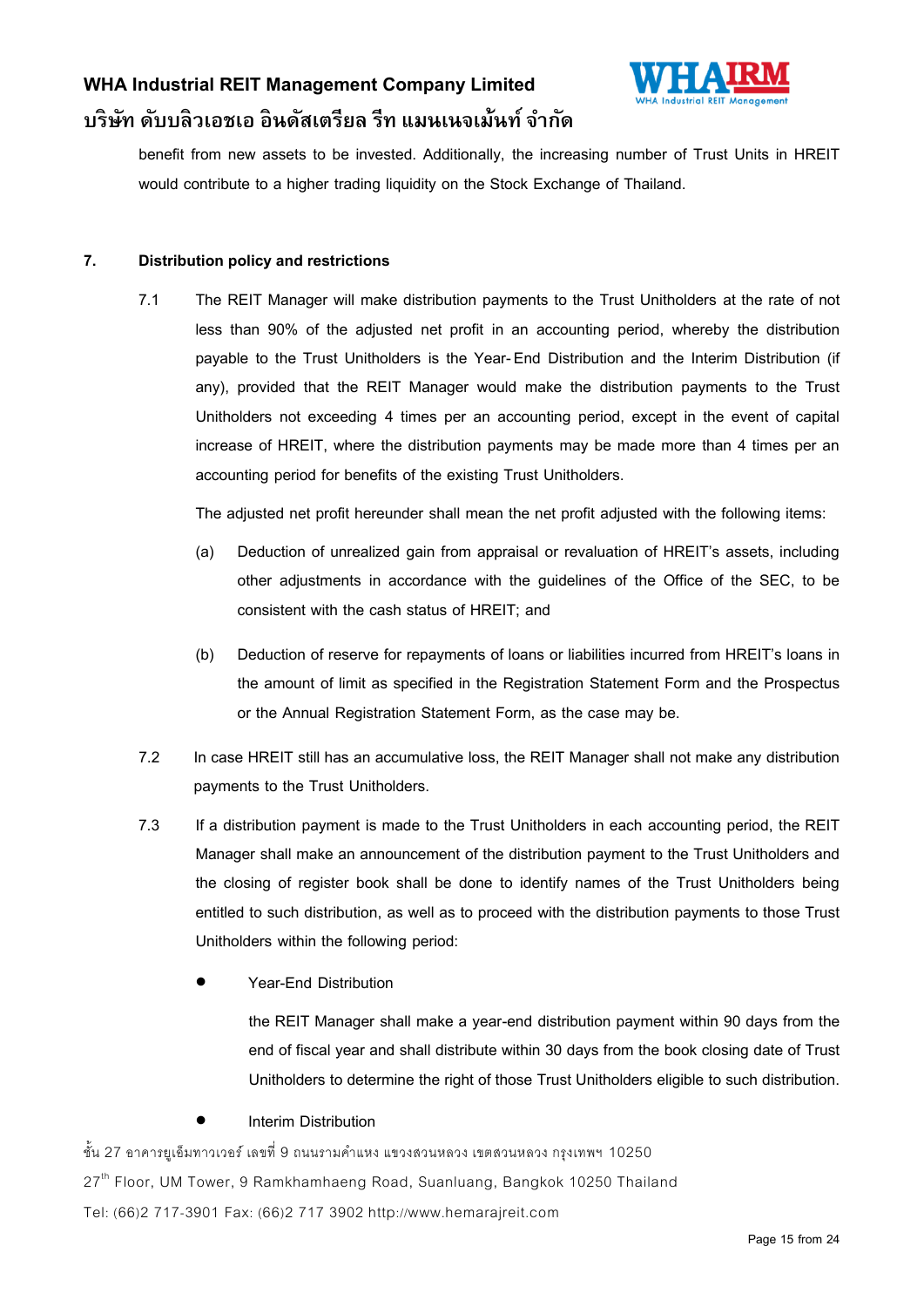benefit from new assets to be invested. Additionally, the increasing number of Trust Units in HREIT would contribute to a higher trading liquidity on the Stock Exchange of Thailand.

**7. Distribution policy and restrictions**

7.1 The REIT Manager will make distribution payments to the Trust Unitholders at the rate of not less than 90% of the adjusted net profit in an accounting period, whereby the distribution payable to the Trust Unitholders is the Year-End Distribution and the Interim Distribution (if any), provided that the REIT Manager would make the distribution payments to the Trust Unitholders not exceeding 4 times per an accounting period, except in the event of capital increase of HREIT, where the distribution payments may be made more than 4 times per an accounting period for benefits of the existing Trust Unitholders.

The adjusted net profit hereunder shall mean the net profit adjusted with the following items:

(a) Deduction of unrealized gain from appraisal or revaluation of HREIT's assets, including other adjustments in accordance with the guidelines of the Office of the SEC, to be consistent with the cash status of HREIT; and

(b) Deduction of reserve for repayments of loans or liabilities incurred from HREIT's loans in the amount of limit as specified in the Registration Statement Form and the Prospectus or the Annual Registration Statement Form, as the case may be.

7.2 In case HREIT still has an accumulative loss, the REIT Manager shall not make any distribution payments to the Trust Unitholders.

7.3 If a distribution payment is made to the Trust Unitholders in each accounting period, the REIT Manager shall make an announcement of the distribution payment to the Trust Unitholders and the closing of register book shall be done to identify names of the Trust Unitholders being entitled to such distribution, as well as to proceed with the distribution payments to those Trust Unitholders within the following period:

- Year-End Distribution

  the REIT Manager shall make a year-end distribution payment within 90 days from the end of fiscal year and shall distribute within 30 days from the book closing date of Trust Unitholders to determine the right of those Trust Unitholders eligible to such distribution.

- Interim Distribution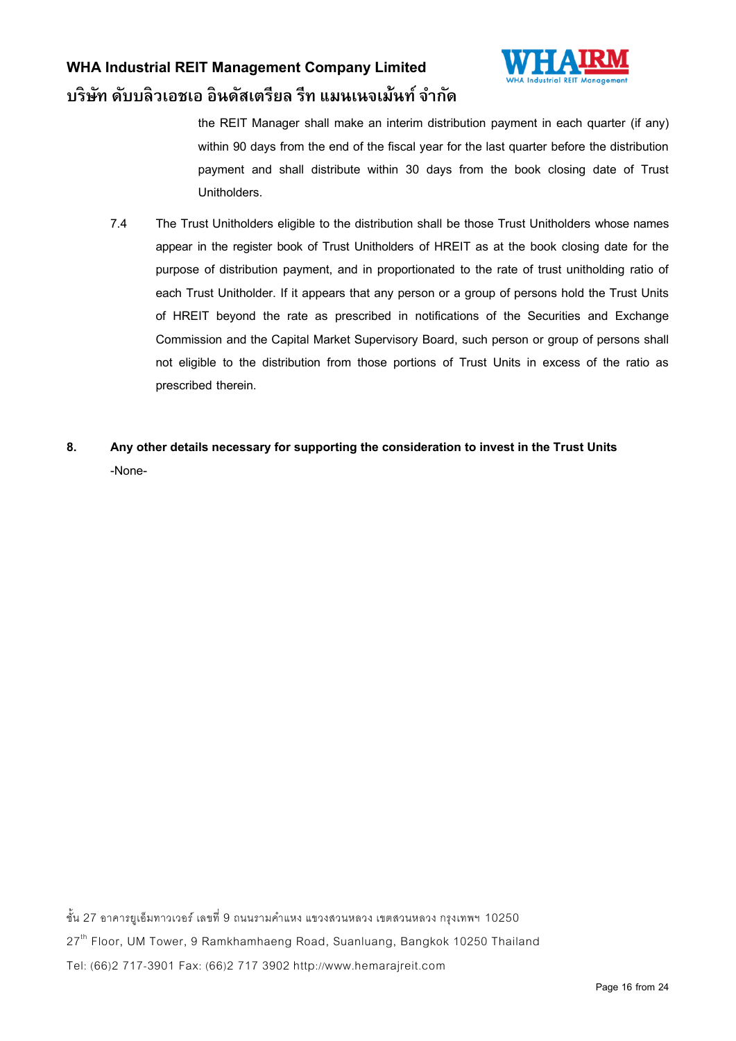the REIT Manager shall make an interim distribution payment in each quarter (if any) within 90 days from the end of the fiscal year for the last quarter before the distribution payment and shall distribute within 30 days from the book closing date of Trust Unitholders.

7.4 The Trust Unitholders eligible to the distribution shall be those Trust Unitholders whose names appear in the register book of Trust Unitholders of HREIT as at the book closing date for the purpose of distribution payment, and in proportionated to the rate of trust unitholding ratio of each Trust Unitholder. If it appears that any person or a group of persons hold the Trust Units of HREIT beyond the rate as prescribed in notifications of the Securities and Exchange Commission and the Capital Market Supervisory Board, such person or group of persons shall not eligible to the distribution from those portions of Trust Units in excess of the ratio as prescribed therein.

**8. Any other details necessary for supporting the consideration to invest in the Trust Units**

-None-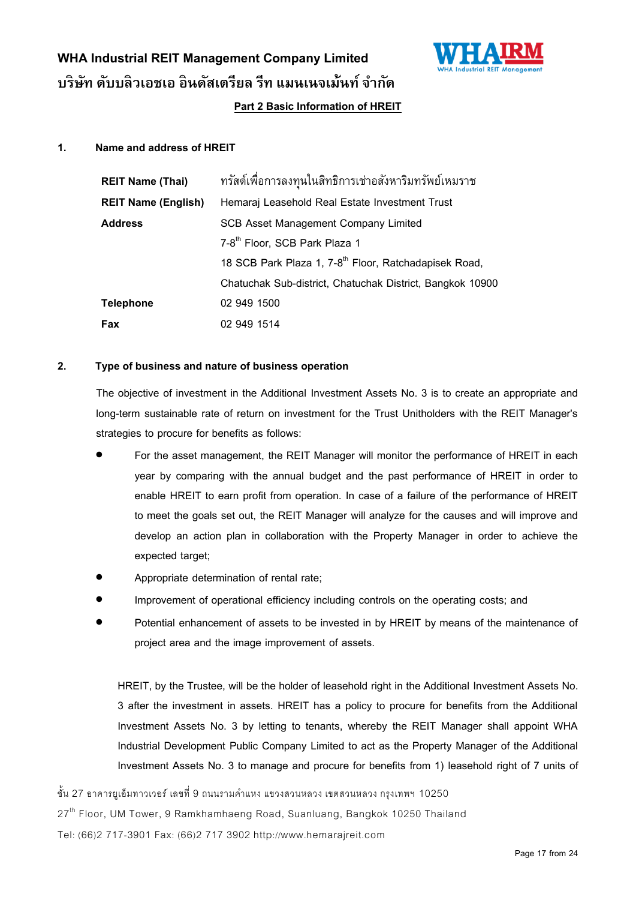## Part 2 Basic Information of HREIT

### 1. Name and address of HREIT

| | |
|---|---|
| **REIT Name (Thai)** | ทรัสต์เพื่อการลงทุนในสิทธิการเช่าอสังหาริมทรัพย์เหมราช |
| **REIT Name (English)** | Hemaraj Leasehold Real Estate Investment Trust |
| **Address** | SCB Asset Management Company Limited |
| | 7-8th Floor, SCB Park Plaza 1 |
| | 18 SCB Park Plaza 1, 7-8th Floor, Ratchadapisek Road, |
| | Chatuchak Sub-district, Chatuchak District, Bangkok 10900 |
| **Telephone** | 02 949 1500 |
| **Fax** | 02 949 1514 |

### 2. Type of business and nature of business operation

The objective of investment in the Additional Investment Assets No. 3 is to create an appropriate and long-term sustainable rate of return on investment for the Trust Unitholders with the REIT Manager's strategies to procure for benefits as follows:

- For the asset management, the REIT Manager will monitor the performance of HREIT in each year by comparing with the annual budget and the past performance of HREIT in order to enable HREIT to earn profit from operation. In case of a failure of the performance of HREIT to meet the goals set out, the REIT Manager will analyze for the causes and will improve and develop an action plan in collaboration with the Property Manager in order to achieve the expected target;
- Appropriate determination of rental rate;
- Improvement of operational efficiency including controls on the operating costs; and
- Potential enhancement of assets to be invested in by HREIT by means of the maintenance of project area and the image improvement of assets.

HREIT, by the Trustee, will be the holder of leasehold right in the Additional Investment Assets No. 3 after the investment in assets. HREIT has a policy to procure for benefits from the Additional Investment Assets No. 3 by letting to tenants, whereby the REIT Manager shall appoint WHA Industrial Development Public Company Limited to act as the Property Manager of the Additional Investment Assets No. 3 to manage and procure for benefits from 1) leasehold right of 7 units of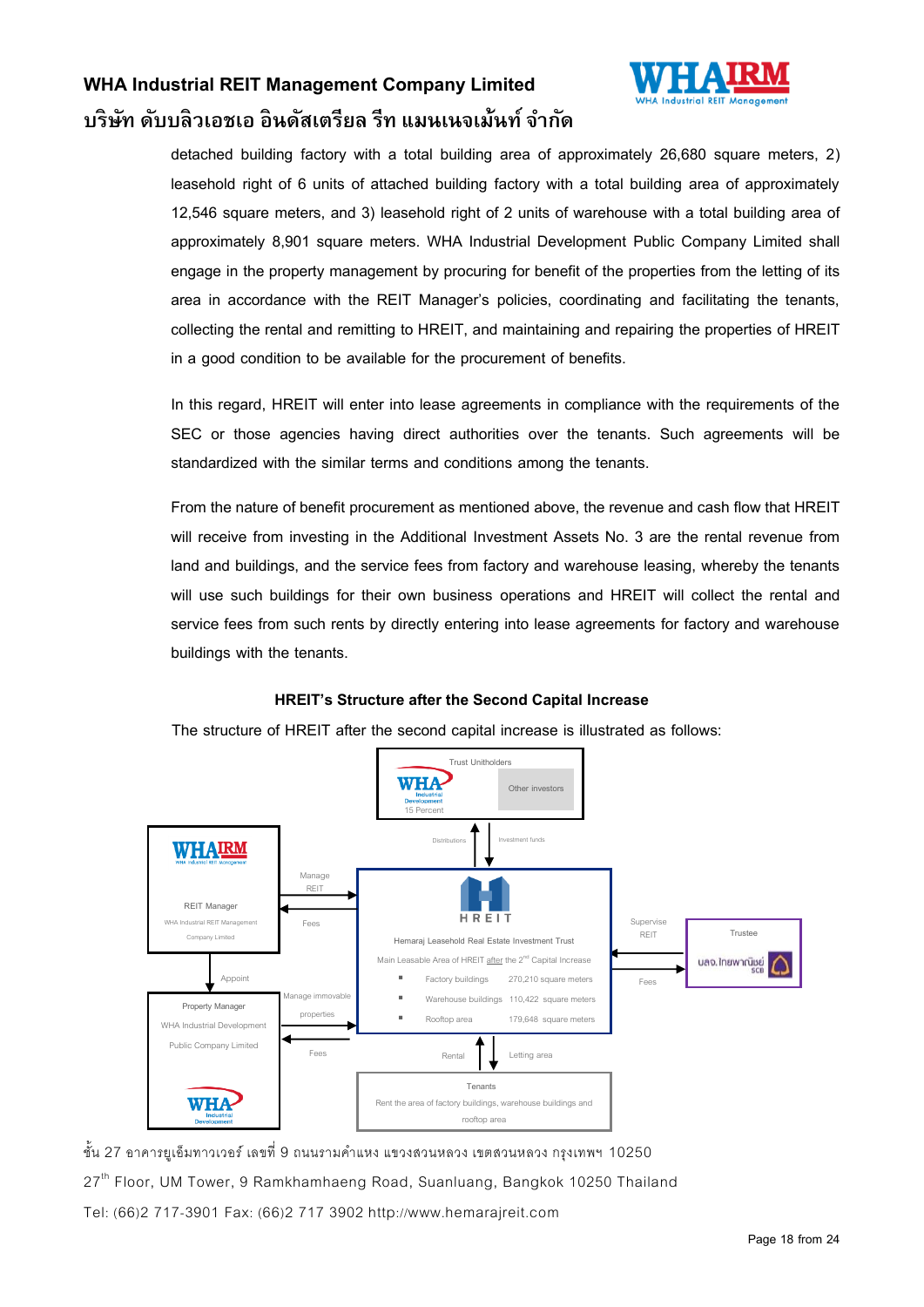detached building factory with a total building area of approximately 26,680 square meters, 2) leasehold right of 6 units of attached building factory with a total building area of approximately 12,546 square meters, and 3) leasehold right of 2 units of warehouse with a total building area of approximately 8,901 square meters. WHA Industrial Development Public Company Limited shall engage in the property management by procuring for benefit of the properties from the letting of its area in accordance with the REIT Manager's policies, coordinating and facilitating the tenants, collecting the rental and remitting to HREIT, and maintaining and repairing the properties of HREIT in a good condition to be available for the procurement of benefits.

In this regard, HREIT will enter into lease agreements in compliance with the requirements of the SEC or those agencies having direct authorities over the tenants. Such agreements will be standardized with the similar terms and conditions among the tenants.

From the nature of benefit procurement as mentioned above, the revenue and cash flow that HREIT will receive from investing in the Additional Investment Assets No. 3 are the rental revenue from land and buildings, and the service fees from factory and warehouse leasing, whereby the tenants will use such buildings for their own business operations and HREIT will collect the rental and service fees from such rents by directly entering into lease agreements for factory and warehouse buildings with the tenants.

**HREIT's Structure after the Second Capital Increase**

The structure of HREIT after the second capital increase is illustrated as follows:

Trust Unitholders
- WHA Industrial Development 15 Percent
- Other investors

Distributions / Investment funds

REIT Manager – WHA Industrial REIT Management Company Limited: Manage REIT / Fees

Hemaraj Leasehold Real Estate Investment Trust (HREIT)

Main Leasable Area of HREIT after the 2nd Capital Increase
- Factory buildings 270,210 square meters
- Warehouse buildings 110,422 square meters
- Rooftop area 179,648 square meters

Trustee – บลจ.ไทยพาณิชย์ SCB: Supervise REIT / Fees

Appoint

Property Manager – WHA Industrial Development Public Company Limited: Manage immovable properties / Fees

Rental / Letting area

Tenants – Rent the area of factory buildings, warehouse buildings and rooftop area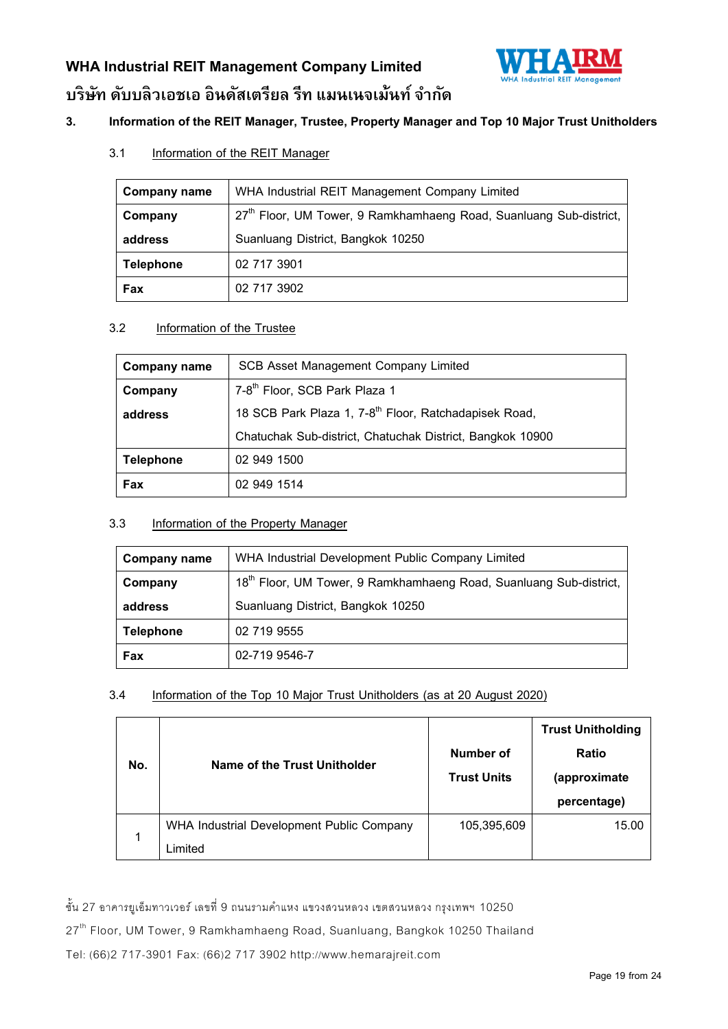## 3. Information of the REIT Manager, Trustee, Property Manager and Top 10 Major Trust Unitholders

### 3.1 Information of the REIT Manager

| Company name | WHA Industrial REIT Management Company Limited |
|---|---|
| Company address | 27th Floor, UM Tower, 9 Ramkhamhaeng Road, Suanluang Sub-district, Suanluang District, Bangkok 10250 |
| Telephone | 02 717 3901 |
| Fax | 02 717 3902 |

### 3.2 Information of the Trustee

| Company name | SCB Asset Management Company Limited |
|---|---|
| Company address | 7-8th Floor, SCB Park Plaza 1<br>18 SCB Park Plaza 1, 7-8th Floor, Ratchadapisek Road, Chatuchak Sub-district, Chatuchak District, Bangkok 10900 |
| Telephone | 02 949 1500 |
| Fax | 02 949 1514 |

### 3.3 Information of the Property Manager

| Company name | WHA Industrial Development Public Company Limited |
|---|---|
| Company address | 18th Floor, UM Tower, 9 Ramkhamhaeng Road, Suanluang Sub-district, Suanluang District, Bangkok 10250 |
| Telephone | 02 719 9555 |
| Fax | 02-719 9546-7 |

### 3.4 Information of the Top 10 Major Trust Unitholders (as at 20 August 2020)

| No. | Name of the Trust Unitholder | Number of Trust Units | Trust Unitholding Ratio (approximate percentage) |
|---|---|---|---|
| 1 | WHA Industrial Development Public Company Limited | 105,395,609 | 15.00 |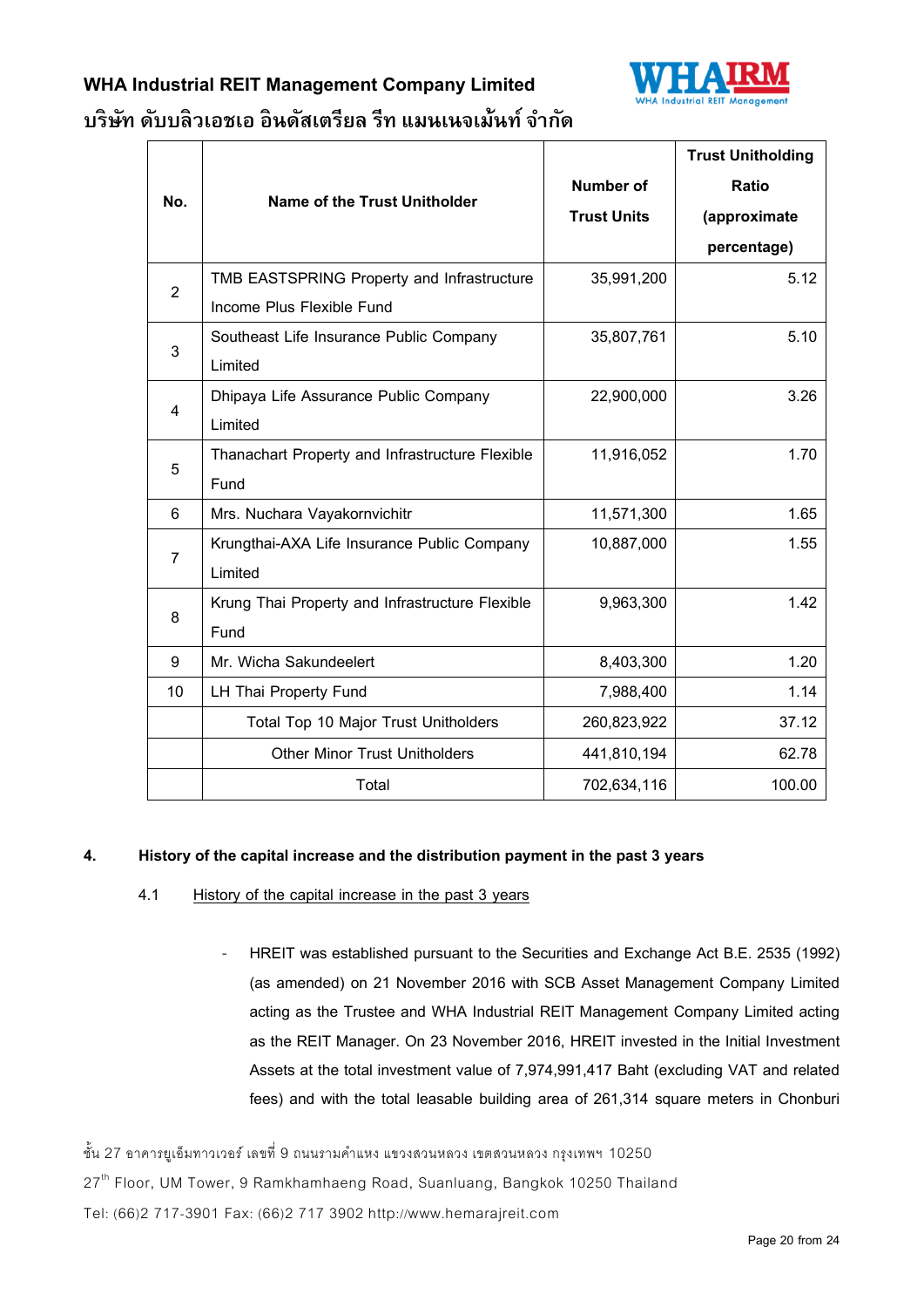| No. | Name of the Trust Unitholder | Number of Trust Units | Trust Unitholding Ratio (approximate percentage) |
|---|---|---|---|
| 2 | TMB EASTSPRING Property and Infrastructure Income Plus Flexible Fund | 35,991,200 | 5.12 |
| 3 | Southeast Life Insurance Public Company Limited | 35,807,761 | 5.10 |
| 4 | Dhipaya Life Assurance Public Company Limited | 22,900,000 | 3.26 |
| 5 | Thanachart Property and Infrastructure Flexible Fund | 11,916,052 | 1.70 |
| 6 | Mrs. Nuchara Vayakornvichitr | 11,571,300 | 1.65 |
| 7 | Krungthai-AXA Life Insurance Public Company Limited | 10,887,000 | 1.55 |
| 8 | Krung Thai Property and Infrastructure Flexible Fund | 9,963,300 | 1.42 |
| 9 | Mr. Wicha Sakundeelert | 8,403,300 | 1.20 |
| 10 | LH Thai Property Fund | 7,988,400 | 1.14 |
| | Total Top 10 Major Trust Unitholders | 260,823,922 | 37.12 |
| | Other Minor Trust Unitholders | 441,810,194 | 62.78 |
| | Total | 702,634,116 | 100.00 |

## 4. History of the capital increase and the distribution payment in the past 3 years

### 4.1 History of the capital increase in the past 3 years

- HREIT was established pursuant to the Securities and Exchange Act B.E. 2535 (1992) (as amended) on 21 November 2016 with SCB Asset Management Company Limited acting as the Trustee and WHA Industrial REIT Management Company Limited acting as the REIT Manager. On 23 November 2016, HREIT invested in the Initial Investment Assets at the total investment value of 7,974,991,417 Baht (excluding VAT and related fees) and with the total leasable building area of 261,314 square meters in Chonburi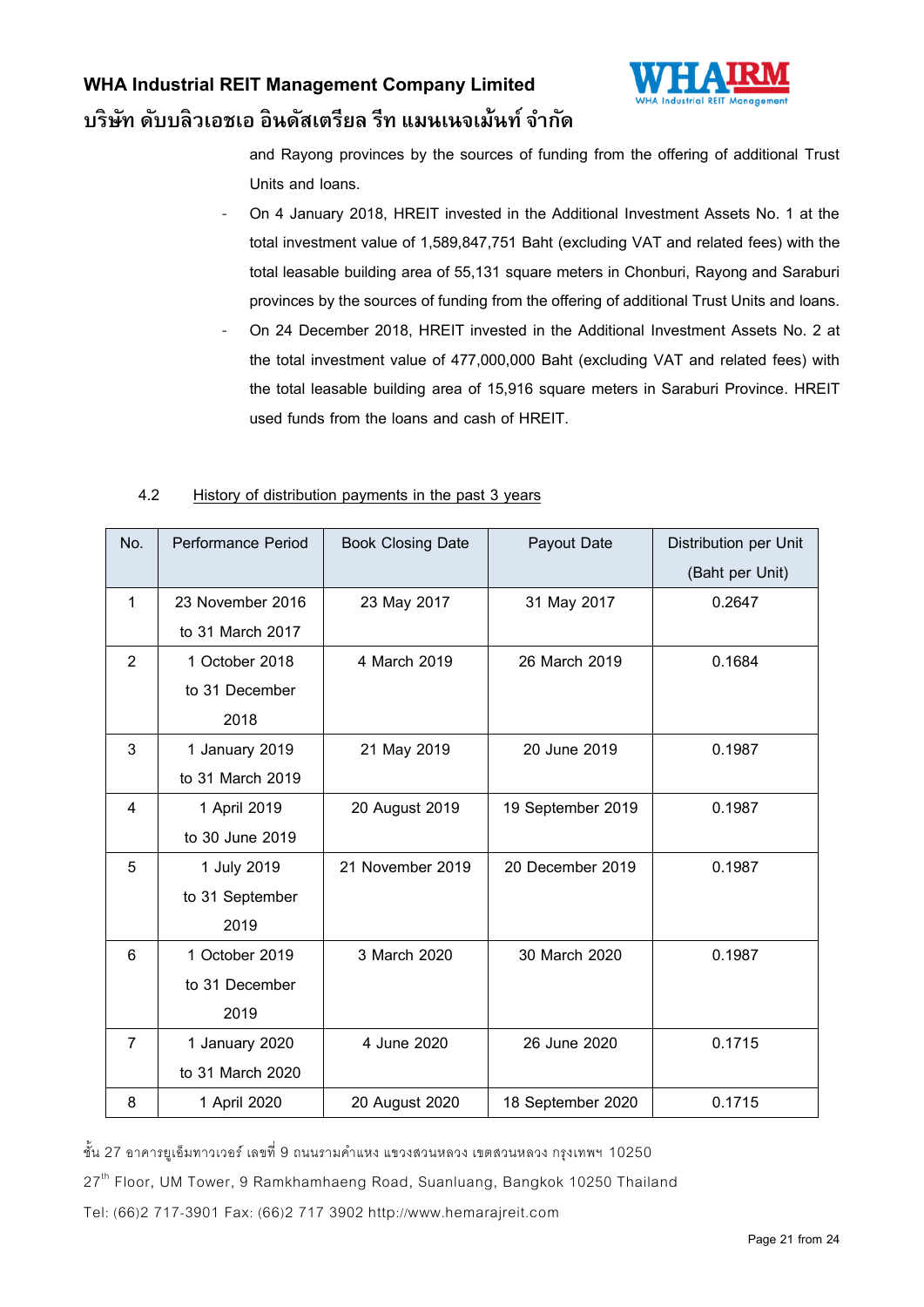and Rayong provinces by the sources of funding from the offering of additional Trust Units and loans.

- On 4 January 2018, HREIT invested in the Additional Investment Assets No. 1 at the total investment value of 1,589,847,751 Baht (excluding VAT and related fees) with the total leasable building area of 55,131 square meters in Chonburi, Rayong and Saraburi provinces by the sources of funding from the offering of additional Trust Units and loans.
- On 24 December 2018, HREIT invested in the Additional Investment Assets No. 2 at the total investment value of 477,000,000 Baht (excluding VAT and related fees) with the total leasable building area of 15,916 square meters in Saraburi Province. HREIT used funds from the loans and cash of HREIT.

4.2 History of distribution payments in the past 3 years

| No. | Performance Period | Book Closing Date | Payout Date | Distribution per Unit (Baht per Unit) |
|---|---|---|---|---|
| 1 | 23 November 2016 to 31 March 2017 | 23 May 2017 | 31 May 2017 | 0.2647 |
| 2 | 1 October 2018 to 31 December 2018 | 4 March 2019 | 26 March 2019 | 0.1684 |
| 3 | 1 January 2019 to 31 March 2019 | 21 May 2019 | 20 June 2019 | 0.1987 |
| 4 | 1 April 2019 to 30 June 2019 | 20 August 2019 | 19 September 2019 | 0.1987 |
| 5 | 1 July 2019 to 31 September 2019 | 21 November 2019 | 20 December 2019 | 0.1987 |
| 6 | 1 October 2019 to 31 December 2019 | 3 March 2020 | 30 March 2020 | 0.1987 |
| 7 | 1 January 2020 to 31 March 2020 | 4 June 2020 | 26 June 2020 | 0.1715 |
| 8 | 1 April 2020 | 20 August 2020 | 18 September 2020 | 0.1715 |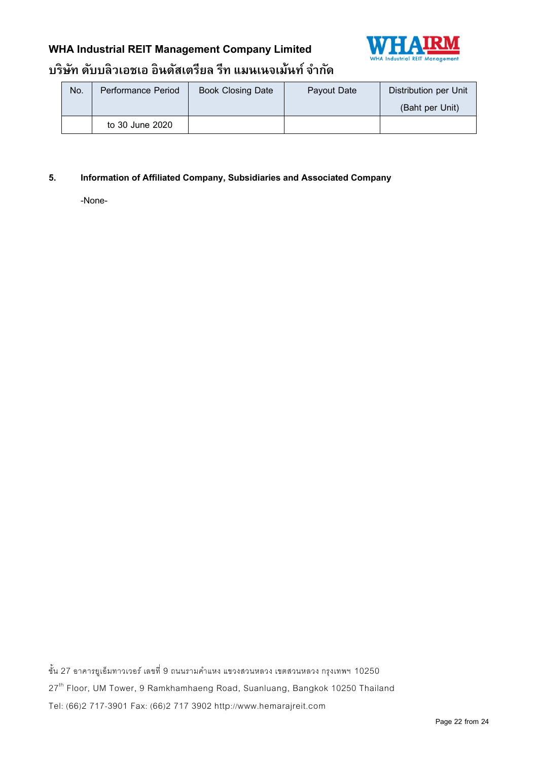| No. | Performance Period | Book Closing Date | Payout Date | Distribution per Unit (Baht per Unit) |
|---|---|---|---|---|
| | to 30 June 2020 | | | |

**5. Information of Affiliated Company, Subsidiaries and Associated Company**

-None-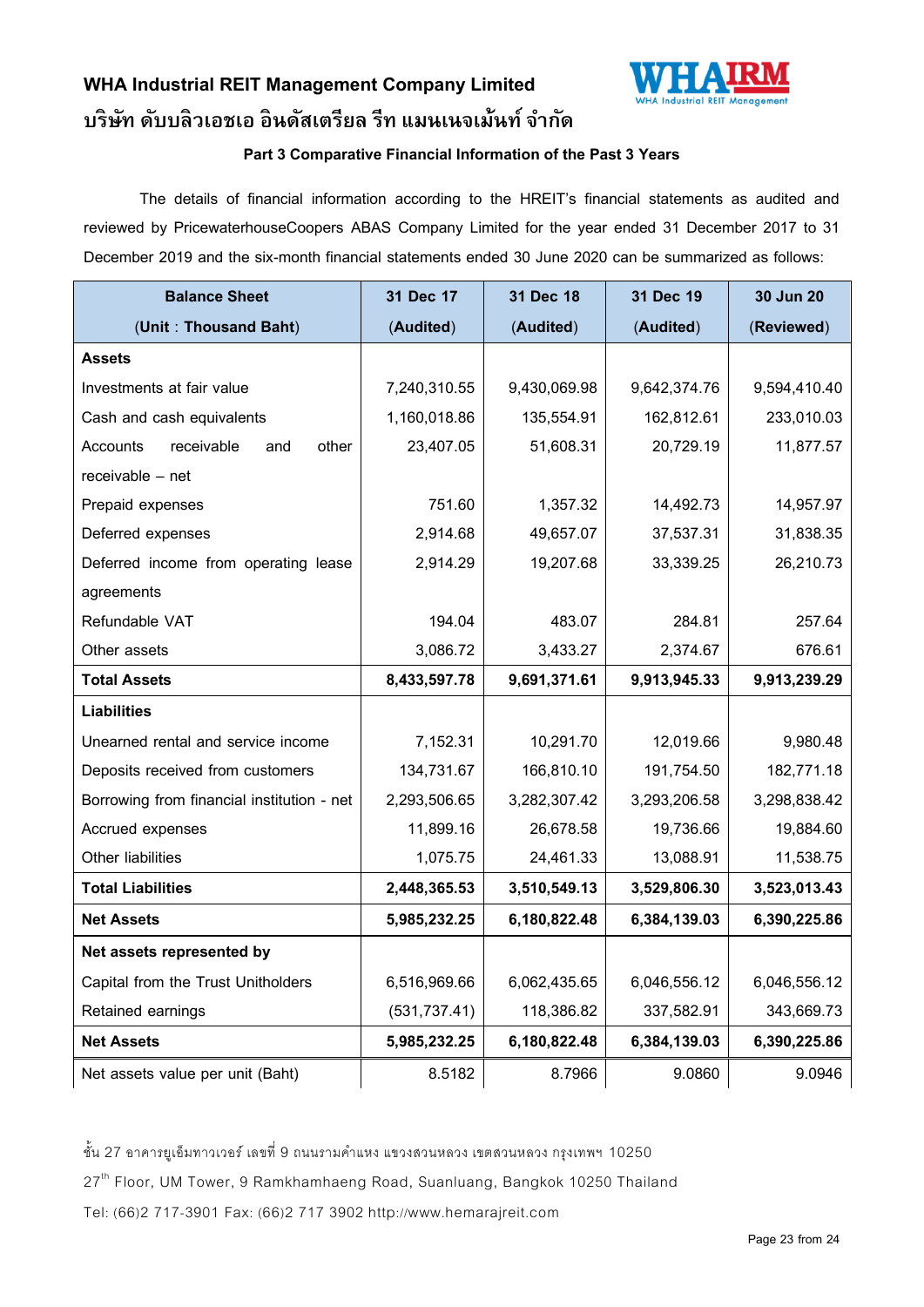**WHA Industrial REIT Management Company Limited**

**บริษัท ดับบลิวเอชเอ อินดัสเตรียล รีท แมนเนจเม้นท์ จำกัด**

**Part 3 Comparative Financial Information of the Past 3 Years**

The details of financial information according to the HREIT's financial statements as audited and reviewed by PricewaterhouseCoopers ABAS Company Limited for the year ended 31 December 2017 to 31 December 2019 and the six-month financial statements ended 30 June 2020 can be summarized as follows:

| Balance Sheet (Unit : Thousand Baht) | 31 Dec 17 (Audited) | 31 Dec 18 (Audited) | 31 Dec 19 (Audited) | 30 Jun 20 (Reviewed) |
|---|---|---|---|---|
| **Assets** | | | | |
| Investments at fair value | 7,240,310.55 | 9,430,069.98 | 9,642,374.76 | 9,594,410.40 |
| Cash and cash equivalents | 1,160,018.86 | 135,554.91 | 162,812.61 | 233,010.03 |
| Accounts receivable and other receivable – net | 23,407.05 | 51,608.31 | 20,729.19 | 11,877.57 |
| Prepaid expenses | 751.60 | 1,357.32 | 14,492.73 | 14,957.97 |
| Deferred expenses | 2,914.68 | 49,657.07 | 37,537.31 | 31,838.35 |
| Deferred income from operating lease agreements | 2,914.29 | 19,207.68 | 33,339.25 | 26,210.73 |
| Refundable VAT | 194.04 | 483.07 | 284.81 | 257.64 |
| Other assets | 3,086.72 | 3,433.27 | 2,374.67 | 676.61 |
| **Total Assets** | **8,433,597.78** | **9,691,371.61** | **9,913,945.33** | **9,913,239.29** |
| **Liabilities** | | | | |
| Unearned rental and service income | 7,152.31 | 10,291.70 | 12,019.66 | 9,980.48 |
| Deposits received from customers | 134,731.67 | 166,810.10 | 191,754.50 | 182,771.18 |
| Borrowing from financial institution - net | 2,293,506.65 | 3,282,307.42 | 3,293,206.58 | 3,298,838.42 |
| Accrued expenses | 11,899.16 | 26,678.58 | 19,736.66 | 19,884.60 |
| Other liabilities | 1,075.75 | 24,461.33 | 13,088.91 | 11,538.75 |
| **Total Liabilities** | **2,448,365.53** | **3,510,549.13** | **3,529,806.30** | **3,523,013.43** |
| **Net Assets** | **5,985,232.25** | **6,180,822.48** | **6,384,139.03** | **6,390,225.86** |
| **Net assets represented by** | | | | |
| Capital from the Trust Unitholders | 6,516,969.66 | 6,062,435.65 | 6,046,556.12 | 6,046,556.12 |
| Retained earnings | (531,737.41) | 118,386.82 | 337,582.91 | 343,669.73 |
| **Net Assets** | **5,985,232.25** | **6,180,822.48** | **6,384,139.03** | **6,390,225.86** |
| Net assets value per unit (Baht) | 8.5182 | 8.7966 | 9.0860 | 9.0946 |

ชั้น 27 อาคารยูเอ็มทาวเวอร์ เลขที่ 9 ถนนรามคำแหง แขวงสวนหลวง เขตสวนหลวง กรุงเทพฯ 10250

27th Floor, UM Tower, 9 Ramkhamhaeng Road, Suanluang, Bangkok 10250 Thailand

Tel: (66)2 717-3901 Fax: (66)2 717 3902 http://www.hemarajreit.com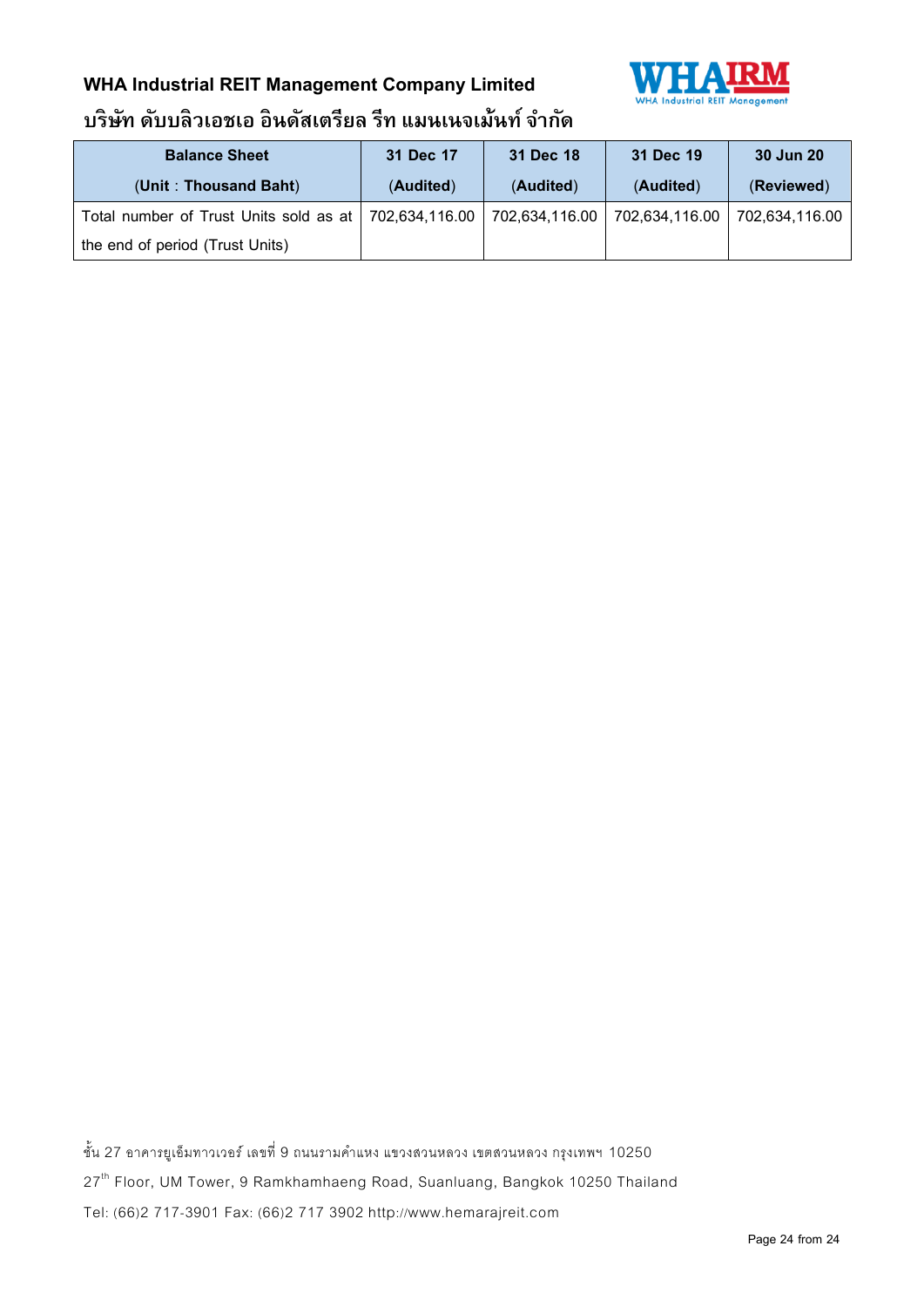| Balance Sheet (Unit : Thousand Baht) | 31 Dec 17 (Audited) | 31 Dec 18 (Audited) | 31 Dec 19 (Audited) | 30 Jun 20 (Reviewed) |
|---|---|---|---|---|
| Total number of Trust Units sold as at the end of period (Trust Units) | 702,634,116.00 | 702,634,116.00 | 702,634,116.00 | 702,634,116.00 |